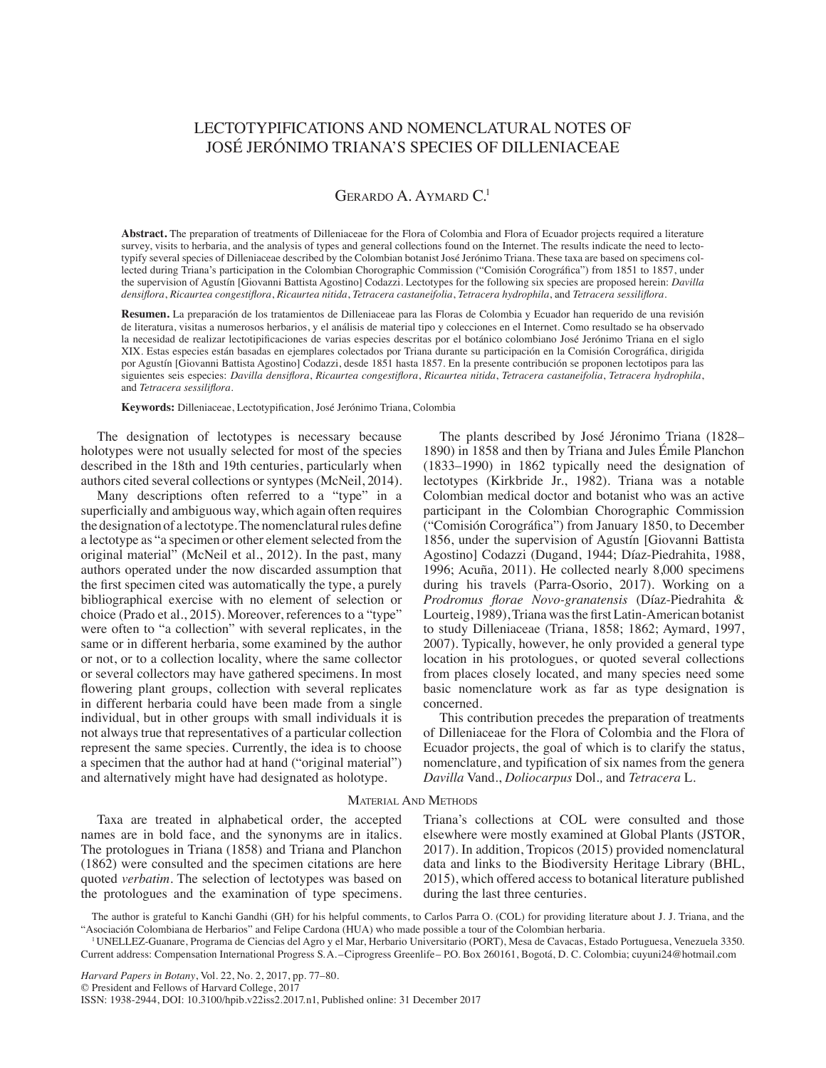# LECTOTYPIFICATIONS AND NOMENCLATURAL NOTES OF JOSÉ JERÓNIMO TRIANA'S SPECIES OF DILLENIACEAE

GERARDO A. AYMARD C.[1]

**Abstract.** The preparation of treatments of Dilleniaceae for the Flora of Colombia and Flora of Ecuador projects required a literature survey, visits to herbaria, and the analysis of types and general collections found on the Internet. The results indicate the need to lectotypify several species of Dilleniaceae described by the Colombian botanist José Jerónimo Triana. These taxa are based on specimens collected during Triana's participation in the Colombian Chorographic Commission ("Comisión Corográfica") from 1851 to 1857, under the supervision of Agustín [Giovanni Battista Agostino] Codazzi. Lectotypes for the following six species are proposed herein: *Davilla densiflora*, *Ricaurtea congestiflora*, *Ricaurtea nitida*, *Tetracera castaneifolia*, *Tetracera hydrophila*, and *Tetracera sessiliflora*.

**Resumen.** La preparación de los tratamientos de Dilleniaceae para las Floras de Colombia y Ecuador han requerido de una revisión de literatura, visitas a numerosos herbarios, y el análisis de material tipo y colecciones en el Internet. Como resultado se ha observado la necesidad de realizar lectotipificaciones de varias especies descritas por el botánico colombiano José Jerónimo Triana en el siglo XIX. Estas especies están basadas en ejemplares colectados por Triana durante su participación en la Comisión Corográfica, dirigida por Agustín [Giovanni Battista Agostino] Codazzi, desde 1851 hasta 1857. En la presente contribución se proponen lectotipos para las siguientes seis especies: *Davilla densiflora*, *Ricaurtea congestiflora*, *Ricaurtea nitida*, *Tetracera castaneifolia*, *Tetracera hydrophila*, and *Tetracera sessiliflora*.

**Keywords:** Dilleniaceae, Lectotypification, José Jerónimo Triana, Colombia

The designation of lectotypes is necessary because holotypes were not usually selected for most of the species described in the 18th and 19th centuries, particularly when authors cited several collections or syntypes (McNeil, 2014).

Many descriptions often referred to a "type" in a superficially and ambiguous way, which again often requires the designation of a lectotype. The nomenclatural rules define a lectotype as "a specimen or other element selected from the original material" (McNeil et al., 2012). In the past, many authors operated under the now discarded assumption that the first specimen cited was automatically the type, a purely bibliographical exercise with no element of selection or choice (Prado et al., 2015). Moreover, references to a "type" were often to "a collection" with several replicates, in the same or in different herbaria, some examined by the author or not, or to a collection locality, where the same collector or several collectors may have gathered specimens. In most flowering plant groups, collection with several replicates in different herbaria could have been made from a single individual, but in other groups with small individuals it is not always true that representatives of a particular collection represent the same species. Currently, the idea is to choose a specimen that the author had at hand ("original material") and alternatively might have had designated as holotype.

The plants described by José Jéronimo Triana (1828–1890) in 1858 and then by Triana and Jules Émile Planchon (1833–1990) in 1862 typically need the designation of lectotypes (Kirkbride Jr., 1982). Triana was a notable Colombian medical doctor and botanist who was an active participant in the Colombian Chorographic Commission ("Comisión Corográfica") from January 1850, to December 1856, under the supervision of Agustín [Giovanni Battista Agostino] Codazzi (Dugand, 1944; Díaz-Piedrahita, 1988, 1996; Acuña, 2011). He collected nearly 8,000 specimens during his travels (Parra-Osorio, 2017). Working on a *Prodromus florae Novo-granatensis* (Díaz-Piedrahita & Lourteig, 1989), Triana was the first Latin-American botanist to study Dilleniaceae (Triana, 1858; 1862; Aymard, 1997, 2007). Typically, however, he only provided a general type location in his protologues, or quoted several collections from places closely located, and many species need some basic nomenclature work as far as type designation is concerned.

This contribution precedes the preparation of treatments of Dilleniaceae for the Flora of Colombia and the Flora of Ecuador projects, the goal of which is to clarify the status, nomenclature, and typification of six names from the genera *Davilla* Vand., *Doliocarpus* Dol., and *Tetracera* L.

## MATERIAL AND METHODS

Taxa are treated in alphabetical order, the accepted names are in bold face, and the synonyms are in italics. The protologues in Triana (1858) and Triana and Planchon (1862) were consulted and the specimen citations are here quoted *verbatim*. The selection of lectotypes was based on the protologues and the examination of type specimens. Triana's collections at COL were consulted and those elsewhere were mostly examined at Global Plants (JSTOR, 2017). In addition, Tropicos (2015) provided nomenclatural data and links to the Biodiversity Heritage Library (BHL, 2015), which offered access to botanical literature published during the last three centuries.

The author is grateful to Kanchi Gandhi (GH) for his helpful comments, to Carlos Parra O. (COL) for providing literature about J. J. Triana, and the "Asociación Colombiana de Herbarios" and Felipe Cardona (HUA) who made possible a tour of the Colombian herbaria.

[1] UNELLEZ-Guanare, Programa de Ciencias del Agro y el Mar, Herbario Universitario (PORT), Mesa de Cavacas, Estado Portuguesa, Venezuela 3350. Current address: Compensation International Progress S.A.–Ciprogress Greenlife– P.O. Box 260161, Bogotá, D. C. Colombia; cuyuni24@hotmail.com

*Harvard Papers in Botany*, Vol. 22, No. 2, 2017, pp. 77–80.
© President and Fellows of Harvard College, 2017
ISSN: 1938-2944, DOI: 10.3100/hpib.v22iss2.2017.n1, Published online: 31 December 2017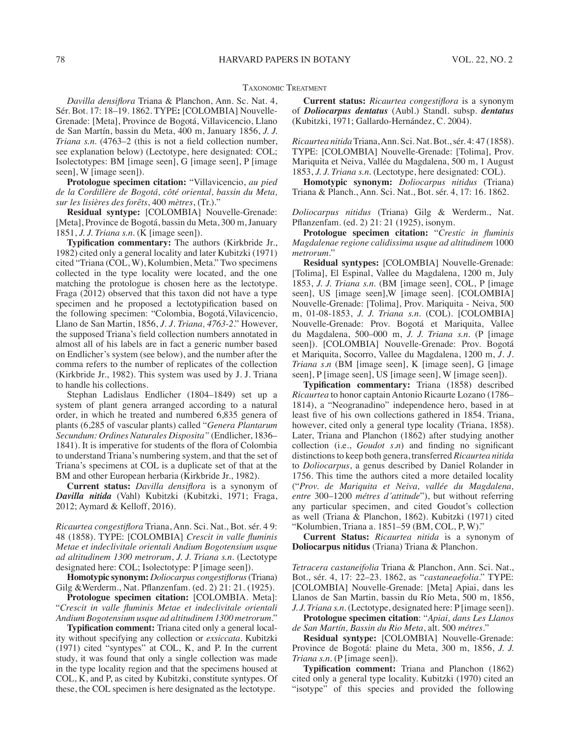## Taxonomic Treatment

*Davilla densiflora* Triana & Planchon, Ann. Sc. Nat. 4, Sér. Bot. 17: 18–19. 1862. TYPE**:** [COLOMBIA] Nouvelle-Grenade: [Meta], Province de Bogotá, Villavicencio, Llano de San Martín, bassin du Meta, 400 m, January 1856, *J. J. Triana s.n.* (4763–2 (this is not a field collection number, see explanation below) (Lectotype, here designated: COL; Isolectotypes: BM [image seen], G [image seen], P [image seen], W [image seen]).

**Protologue specimen citation:** "Villavicencio, *au pied de la Cordillère de Bogotá, côté oriental, bassin du Meta, sur les lisières des forêts*, 400 *mètres*, (Tr.)."

**Residual syntype:** [COLOMBIA] Nouvelle-Grenade: [Meta], Province de Bogotá, bassin du Meta, 300 m, January 1851, *J. J. Triana s.n.* (K [image seen]).

**Typification commentary:** The authors (Kirkbride Jr., 1982) cited only a general locality and later Kubitzki (1971) cited "Triana (COL, W), Kolumbien, Meta." Two specimens collected in the type locality were located, and the one matching the protologue is chosen here as the lectotype. Fraga (2012) observed that this taxon did not have a type specimen and he proposed a lectotypification based on the following specimen: "Colombia, Bogotá, Vilavicencio, Llano de San Martin, 1856, *J. J. Triana, 4763-2*." However, the supposed Triana's field collection numbers annotated in almost all of his labels are in fact a generic number based on Endlicher's system (see below), and the number after the comma refers to the number of replicates of the collection (Kirkbride Jr., 1982). This system was used by J. J. Triana to handle his collections.

Stephan Ladislaus Endlicher (1804–1849) set up a system of plant genera arranged according to a natural order, in which he treated and numbered 6,835 genera of plants (6,285 of vascular plants) called "*Genera Plantarum Secundum: Ordines Naturales Disposita"* (Endlicher, 1836–1841). It is imperative for students of the flora of Colombia to understand Triana's numbering system, and that the set of Triana's specimens at COL is a duplicate set of that at the BM and other European herbaria (Kirkbride Jr., 1982).

**Current status:** *Davilla densiflora* is a synonym of ***Davilla nitida*** (Vahl) Kubitzki (Kubitzki, 1971; Fraga, 2012; Aymard & Kelloff, 2016).

*Ricaurtea congestiflora* Triana, Ann. Sci. Nat., Bot. sér. 4 9: 48 (1858). TYPE: [COLOMBIA] *Crescit in valle fluminis Metae et indeclivitale orientali Andium Bogotensium usque ad altitudinem 1300 metrorum*, *J. J. Triana s.n.* (Lectotype designated here: COL; Isolectotype: P [image seen]).

**Homotypic synonym:** *Doliocarpus congestiflorus* (Triana) Gilg &Werderm., Nat. Pflanzenfam. (ed. 2) 21: 21. (1925).

**Protologue specimen citation:** [COLOMBIA. Meta]: "*Crescit in valle fluminis Metae et indeclivitale orientali Andium Bogotensium usque ad altitudinem 1300 metrorum*."

**Typification comment:** Triana cited only a general locality without specifying any collection or *exsiccata*. Kubitzki (1971) cited "syntypes" at COL, K, and P. In the current study, it was found that only a single collection was made in the type locality region and that the specimens housed at COL, K, and P, as cited by Kubitzki, constitute syntypes. Of these, the COL specimen is here designated as the lectotype.

**Current status:** *Ricaurtea congestiflora* is a synonym of ***Doliocarpus dentatus*** (Aubl.) Standl. subsp. ***dentatus*** (Kubitzki, 1971; Gallardo-Hernández, C. 2004).

*Ricaurtea nitida* Triana, Ann. Sci. Nat. Bot., sér. 4: 47 (1858). TYPE: [COLOMBIA] Nouvelle-Grenade: [Tolima], Prov. Mariquita et Neiva, Vallée du Magdalena, 500 m, 1 August 1853, *J. J. Triana s.n.* (Lectotype, here designated: COL).

**Homotypic synonym:** *Doliocarpus nitidus* (Triana) Triana & Planch., Ann. Sci. Nat., Bot. sér. 4, 17: 16. 1862.

*Doliocarpus nitidus* (Triana) Gilg & Werderm., Nat. Pflanzenfam. (ed. 2) 21: 21 (1925), isonym.

**Protologue specimen citation:** "*Crestic in fluminis Magdalenae regione calidissima usque ad altitudinem* 1000 *metrorum*."

**Residual syntypes:** [COLOMBIA] Nouvelle-Grenade: [Tolima], El Espinal, Vallee du Magdalena, 1200 m, July 1853, *J. J. Triana s.n.* (BM [image seen], COL, P [image seen], US [image seen],W [image seen]. [COLOMBIA] Nouvelle-Grenade: [Tolima], Prov. Mariquita - Neiva, 500 m, 01-08-1853, *J. J. Triana s.n.* (COL). [COLOMBIA] Nouvelle-Grenade: Prov. Bogotá et Mariquita, Vallee du Magdalena, 500–000 m, *J. J. Triana s.n.* (P [image seen]). [COLOMBIA] Nouvelle-Grenade: Prov. Bogotá et Mariquita, Socorro, Vallee du Magdalena, 1200 m, *J. J. Triana s.n* (BM [image seen], K [image seen], G [image seen], P [image seen], US [image seen], W [image seen]).

**Typification commentary:** Triana (1858) described *Ricaurtea* to honor captain Antonio Ricaurte Lozano (1786–1814), a "Neogranadino" independence hero, based in at least five of his own collections gathered in 1854. Triana, however, cited only a general type locality (Triana, 1858). Later, Triana and Planchon (1862) after studying another collection (i.e., *Goudot s.n*) and finding no significant distinctions to keep both genera, transferred *Ricaurtea nitida* to *Doliocarpus*, a genus described by Daniel Rolander in 1756. This time the authors cited a more detailed locality ("*Prov. de Mariquita et Neiva, vallée du Magdalena, entre* 300–1200 *métres d´attitude*"), but without referring any particular specimen, and cited Goudot's collection as well (Triana & Planchon, 1862). Kubitzki (1971) cited "Kolumbien, Triana a. 1851–59 (BM, COL, P, W)."

**Current Status:** *Ricaurtea nitida* is a synonym of **Doliocarpus nitidus** (Triana) Triana & Planchon.

*Tetracera castaneifolia* Triana & Planchon, Ann. Sci. Nat., Bot., sér. 4, 17: 22–23. 1862, as "*castaneaefolia*." TYPE: [COLOMBIA] Nouvelle-Grenade: [Meta] Apiai, dans les Llanos de San Martin, bassin du Río Meta, 500 m, 1856, *J. J. Triana s.n.* (Lectotype, designated here: P [image seen]).

**Protologue specimen citation**: "*Apiai, dans Les Llanos de San Martín, Bassin du Rio Meta*, alt. 500 *métres*."

**Residual syntype:** [COLOMBIA] Nouvelle-Grenade: Province de Bogotá: plaine du Meta, 300 m, 1856, *J. J. Triana s.n.* (P [image seen]).

**Typification comment:** Triana and Planchon (1862) cited only a general type locality. Kubitzki (1970) cited an "isotype" of this species and provided the following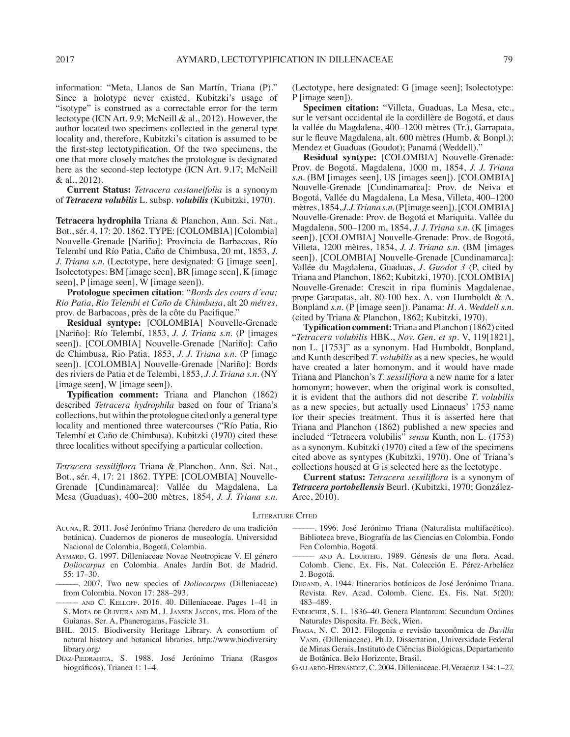information: "Meta, Llanos de San Martín, Triana (P)." Since a holotype never existed, Kubitzki's usage of "isotype" is construed as a correctable error for the term lectotype (ICN Art. 9.9; McNeill & al., 2012). However, the author located two specimens collected in the general type locality and, therefore, Kubitzki's citation is assumed to be the first-step lectotypification. Of the two specimens, the one that more closely matches the protologue is designated here as the second-step lectotype (ICN Art. 9.17; McNeill & al., 2012).

**Current Status:** *Tetracera castaneifolia* is a synonym of ***Tetracera volubilis*** L. subsp. ***volubilis*** (Kubitzki, 1970).

**Tetracera hydrophila** Triana & Planchon, Ann. Sci. Nat., Bot., sér. 4, 17: 20. 1862. TYPE: [COLOMBIA] [Colombia] Nouvelle-Grenade [Nariño]: Provincia de Barbacoas, Río Telembí und Río Patia, Caño de Chimbusa, 20 mt, 1853, *J. J. Triana s.n.* (Lectotype, here designated: G [image seen]. Isolectotypes: BM [image seen], BR [image seen], K [image seen], P [image seen], W [image seen]).

**Protologue specimen citation**: "*Bords des cours d´eau; Rio Patia, Rio Telembi et Caño de Chimbusa*, alt 20 *métres*, prov. de Barbacoas, près de la côte du Pacifique."

**Residual syntype:** [COLOMBIA] Nouvelle-Grenade [Nariño]: Río Telembí, 1853, *J. J. Triana s.n.* (P [images seen]). [COLOMBIA] Nouvelle-Grenade [Nariño]: Caño de Chimbusa, Rio Patia, 1853, *J. J. Triana s.n.* (P [image seen]). [COLOMBIA] Nouvelle-Grenade [Nariño]: Bords des riviers de Patia et de Telembi, 1853, *J. J. Triana s.n.* (NY [image seen], W [image seen]).

**Typification comment:** Triana and Planchon (1862) described *Tetracera hydrophila* based on four of Triana's collections, but within the protologue cited only a general type locality and mentioned three watercourses ("Río Patia, Rio Telembí et Caño de Chimbusa). Kubitzki (1970) cited these three localities without specifying a particular collection.

*Tetracera sessiliflora* Triana & Planchon, Ann. Sci. Nat., Bot., sér. 4, 17: 21 1862. TYPE: [COLOMBIA] Nouvelle-Grenade [Cundinamarca]: Vallée du Magdalena, La Mesa (Guaduas), 400–200 mètres, 1854, *J. J. Triana s.n.* (Lectotype, here designated: G [image seen]; Isolectotype: P [image seen]).

**Specimen citation:** "Villeta, Guaduas, La Mesa, etc., sur le versant occidental de la cordillère de Bogotá, et daus la vallée du Magdalena, 400–1200 mètres (Tr.), Garrapata, sur le fleuve Magdalena, alt. 600 mètres (Humb. & Bonpl.); Mendez et Guaduas (Goudot); Panamá (Weddell)."

**Residual syntype:** [COLOMBIA] Nouvelle-Grenade: Prov. de Bogotá. Magdalena, 1000 m, 1854, *J. J. Triana s.n.* (BM [images seen], US [images seen]). [COLOMBIA] Nouvelle-Grenade [Cundinamarca]: Prov. de Neiva et Bogotá, Vallée du Magdalena, La Mesa, Villeta, 400–1200 mètres, 1854, *J. J. Triana s.n.* (P [image seen]). [COLOMBIA] Nouvelle-Grenade: Prov. de Bogotá et Mariquita. Vallée du Magdalena, 500–1200 m, 1854, *J. J. Triana s.n.* (K [images seen]). [COLOMBIA] Nouvelle-Grenade: Prov. de Bogotá, Villeta, 1200 mètres, 1854, *J. J. Triana s.n.* (BM [images seen]). [COLOMBIA] Nouvelle-Grenade [Cundinamarca]: Vallée du Magdalena, Guaduas, *J. Guodot 3* (P, cited by Triana and Planchon, 1862; Kubitzki, 1970). [COLOMBIA] Nouvelle-Grenade: Crescit in ripa fluminis Magdalenae, prope Garapatas, alt. 80-100 hex. A. von Humboldt & A. Bonpland *s.n.* (P [image seen]). Panama: *H. A. Weddell s.n.* (cited by Triana & Planchon, 1862; Kubitzki, 1970).

**Typification comment:** Triana and Planchon (1862) cited "*Tetracera volubilis* HBK., *Nov. Gen. et sp.* V, 119[1821], non L. [1753]" as a synonym. Had Humboldt, Bonpland, and Kunth described *T. volubilis* as a new species, he would have created a later homonym, and it would have made Triana and Planchon's *T. sessiliflora* a new name for a later homonym; however, when the original work is consulted, it is evident that the authors did not describe *T. volubilis* as a new species, but actually used Linnaeus' 1753 name for their species treatment. Thus it is asserted here that Triana and Planchon (1862) published a new species and included "Tetracera volubilis" *sensu* Kunth, non L. (1753) as a synonym. Kubitzki (1970) cited a few of the specimens cited above as syntypes (Kubitzki, 1970). One of Triana's collections housed at G is selected here as the lectotype.

**Current status:** *Tetracera sessiliflora* is a synonym of ***Tetracera portobellensis*** Beurl. (Kubitzki, 1970; González-Arce, 2010).

## Literature Cited

Acuña, R. 2011. José Jerónimo Triana (heredero de una tradición botánica). Cuadernos de pioneros de museología. Universidad Nacional de Colombia, Bogotá, Colombia.

Aymard, G. 1997. Dilleniaceae Novae Neotropicae V. El género *Doliocarpus* en Colombia. Anales Jardín Bot. de Madrid. 55: 17–30.

———. 2007. Two new species of *Doliocarpus* (Dilleniaceae) from Colombia. Novon 17: 288–293.

——— and C. Kelloff. 2016. 40. Dilleniaceae. Pages 1–41 in S. Mota de Oliveira and M. J. Jansen Jacobs, eds. Flora of the Guianas. Ser. A, Phanerogams, Fascicle 31.

BHL. 2015. Biodiversity Heritage Library. A consortium of natural history and botanical libraries. http://www.biodiversitylibrary.org/

Díaz-Piedrahita, S. 1988. José Jerónimo Triana (Rasgos biográficos). Trianea 1: 1–4.

———. 1996. José Jerónimo Triana (Naturalista multifacético). Biblioteca breve, Biografía de las Ciencias en Colombia. Fondo Fen Colombia, Bogotá.

——— and A. Lourteig. 1989. Génesis de una flora. Acad. Colomb. Cienc. Ex. Fis. Nat. Colección E. Pérez-Arbeláez 2. Bogotá.

Dugand, A. 1944. Itinerarios botánicos de José Jerónimo Triana. Revista. Rev. Acad. Colomb. Cienc. Ex. Fis. Nat. 5(20): 483–489.

Endlicher, S. L. 1836–40. Genera Plantarum: Secundum Ordines Naturales Disposita. Fr. Beck, Wien.

Fraga, N. C. 2012. Filogenia e revisão taxonômica de *Davilla* Vand. (Dilleniaceae). Ph.D. Dissertation, Universidade Federal de Minas Gerais, Instituto de Ciências Biológicas, Departamento de Botânica. Belo Horizonte, Brasil.

Gallardo-Hernández, C. 2004. Dilleniaceae. Fl. Veracruz 134: 1–27.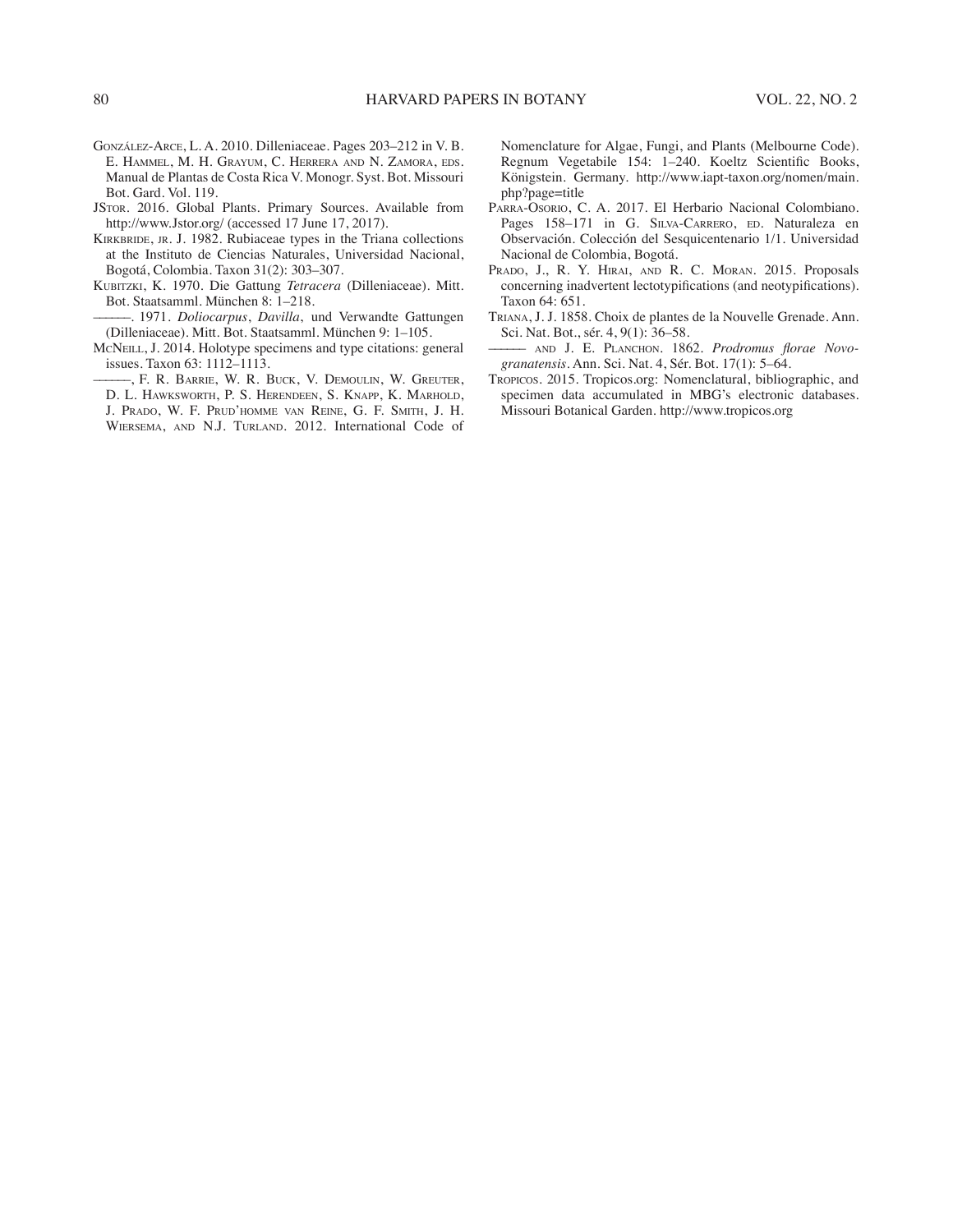González-Arce, L. A. 2010. Dilleniaceae. Pages 203–212 in V. B. E. Hammel, M. H. Grayum, C. Herrera and N. Zamora, eds. Manual de Plantas de Costa Rica V. Monogr. Syst. Bot. Missouri Bot. Gard. Vol. 119.

JStor. 2016. Global Plants. Primary Sources. Available from http://www.Jstor.org/ (accessed 17 June 17, 2017).

Kirkbride, jr. J. 1982. Rubiaceae types in the Triana collections at the Instituto de Ciencias Naturales, Universidad Nacional, Bogotá, Colombia. Taxon 31(2): 303–307.

Kubitzki, K. 1970. Die Gattung *Tetracera* (Dilleniaceae). Mitt. Bot. Staatsamml. München 8: 1–218.

———. 1971. *Doliocarpus*, *Davilla*, und Verwandte Gattungen (Dilleniaceae). Mitt. Bot. Staatsamml. München 9: 1–105.

McNeill, J. 2014. Holotype specimens and type citations: general issues. Taxon 63: 1112–1113.

———, F. R. Barrie, W. R. Buck, V. Demoulin, W. Greuter, D. L. Hawksworth, P. S. Herendeen, S. Knapp, K. Marhold, J. Prado, W. F. Prud'homme van Reine, G. F. Smith, J. H. Wiersema, and N.J. Turland. 2012. International Code of Nomenclature for Algae, Fungi, and Plants (Melbourne Code). Regnum Vegetabile 154: 1–240. Koeltz Scientific Books, Königstein. Germany. http://www.iapt-taxon.org/nomen/main.php?page=title

Parra-Osorio, C. A. 2017. El Herbario Nacional Colombiano. Pages 158–171 in G. Silva-Carrero, ed. Naturaleza en Observación. Colección del Sesquicentenario 1/1. Universidad Nacional de Colombia, Bogotá.

Prado, J., R. Y. Hirai, and R. C. Moran. 2015. Proposals concerning inadvertent lectotypifications (and neotypifications). Taxon 64: 651.

Triana, J. J. 1858. Choix de plantes de la Nouvelle Grenade. Ann. Sci. Nat. Bot., sér. 4, 9(1): 36–58.

——— and J. E. Planchon. 1862. *Prodromus florae Novo-granatensis*. Ann. Sci. Nat. 4, Sér. Bot. 17(1): 5–64.

Tropicos. 2015. Tropicos.org: Nomenclatural, bibliographic, and specimen data accumulated in MBG's electronic databases. Missouri Botanical Garden. http://www.tropicos.org